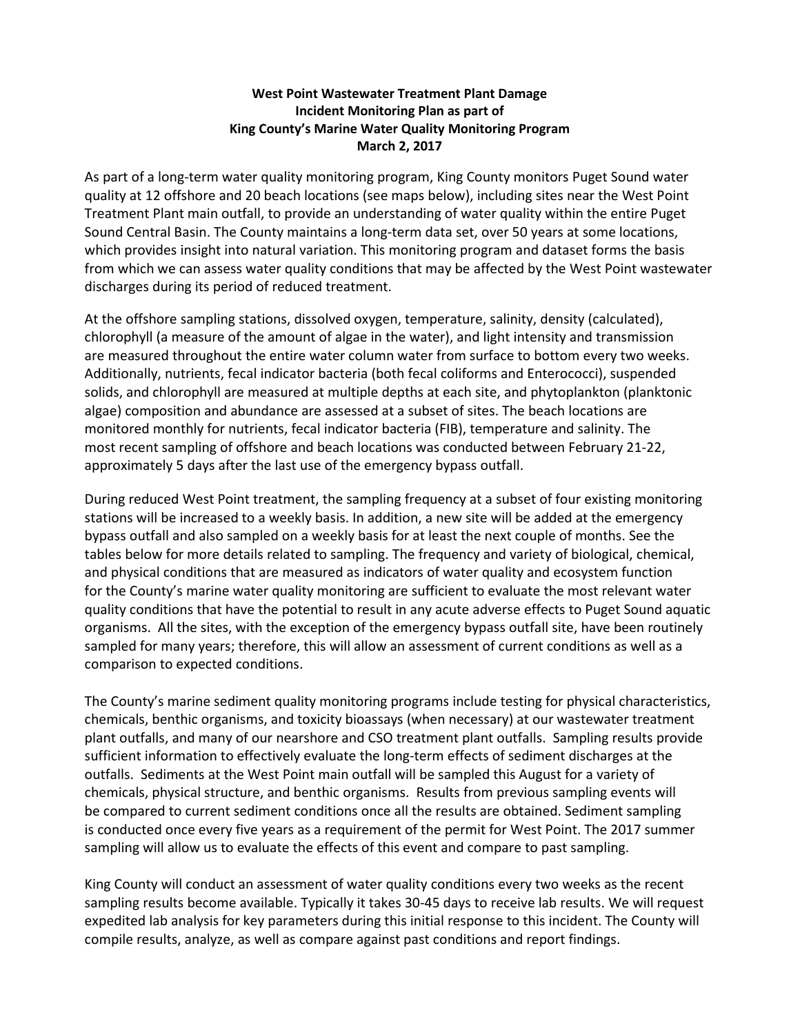**West Point Wastewater Treatment Plant Damage**
**Incident Monitoring Plan as part of**
**King County's Marine Water Quality Monitoring Program**
**March 2, 2017**

As part of a long-term water quality monitoring program, King County monitors Puget Sound water quality at 12 offshore and 20 beach locations (see maps below), including sites near the West Point Treatment Plant main outfall, to provide an understanding of water quality within the entire Puget Sound Central Basin. The County maintains a long-term data set, over 50 years at some locations, which provides insight into natural variation. This monitoring program and dataset forms the basis from which we can assess water quality conditions that may be affected by the West Point wastewater discharges during its period of reduced treatment.

At the offshore sampling stations, dissolved oxygen, temperature, salinity, density (calculated), chlorophyll (a measure of the amount of algae in the water), and light intensity and transmission are measured throughout the entire water column water from surface to bottom every two weeks. Additionally, nutrients, fecal indicator bacteria (both fecal coliforms and Enterococci), suspended solids, and chlorophyll are measured at multiple depths at each site, and phytoplankton (planktonic algae) composition and abundance are assessed at a subset of sites. The beach locations are monitored monthly for nutrients, fecal indicator bacteria (FIB), temperature and salinity. The most recent sampling of offshore and beach locations was conducted between February 21-22, approximately 5 days after the last use of the emergency bypass outfall.

During reduced West Point treatment, the sampling frequency at a subset of four existing monitoring stations will be increased to a weekly basis. In addition, a new site will be added at the emergency bypass outfall and also sampled on a weekly basis for at least the next couple of months. See the tables below for more details related to sampling. The frequency and variety of biological, chemical, and physical conditions that are measured as indicators of water quality and ecosystem function for the County's marine water quality monitoring are sufficient to evaluate the most relevant water quality conditions that have the potential to result in any acute adverse effects to Puget Sound aquatic organisms. All the sites, with the exception of the emergency bypass outfall site, have been routinely sampled for many years; therefore, this will allow an assessment of current conditions as well as a comparison to expected conditions.

The County's marine sediment quality monitoring programs include testing for physical characteristics, chemicals, benthic organisms, and toxicity bioassays (when necessary) at our wastewater treatment plant outfalls, and many of our nearshore and CSO treatment plant outfalls. Sampling results provide sufficient information to effectively evaluate the long-term effects of sediment discharges at the outfalls. Sediments at the West Point main outfall will be sampled this August for a variety of chemicals, physical structure, and benthic organisms. Results from previous sampling events will be compared to current sediment conditions once all the results are obtained. Sediment sampling is conducted once every five years as a requirement of the permit for West Point. The 2017 summer sampling will allow us to evaluate the effects of this event and compare to past sampling.

King County will conduct an assessment of water quality conditions every two weeks as the recent sampling results become available. Typically it takes 30-45 days to receive lab results. We will request expedited lab analysis for key parameters during this initial response to this incident. The County will compile results, analyze, as well as compare against past conditions and report findings.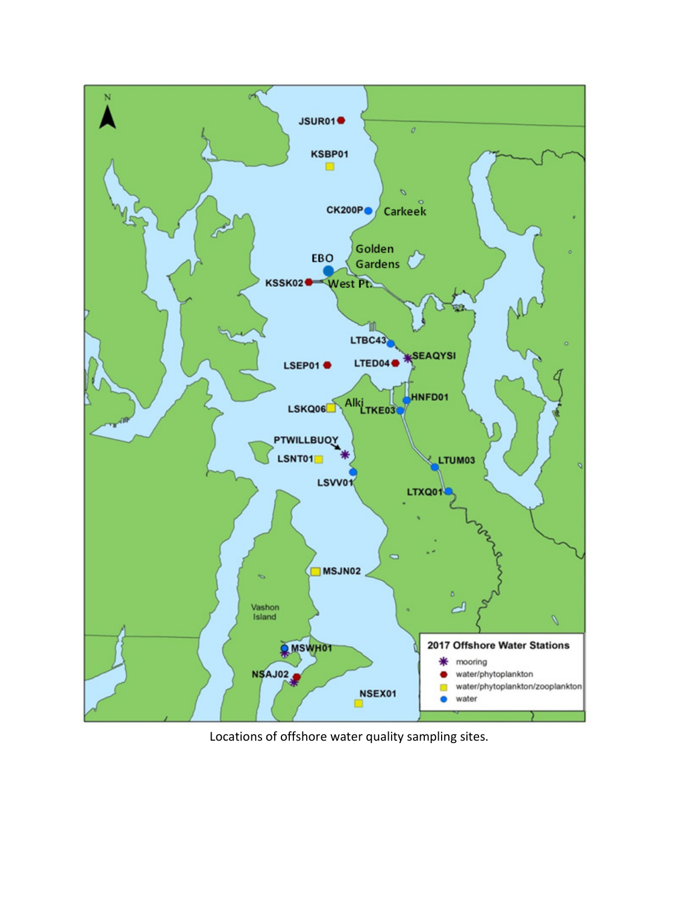Locations of offshore water quality sampling sites.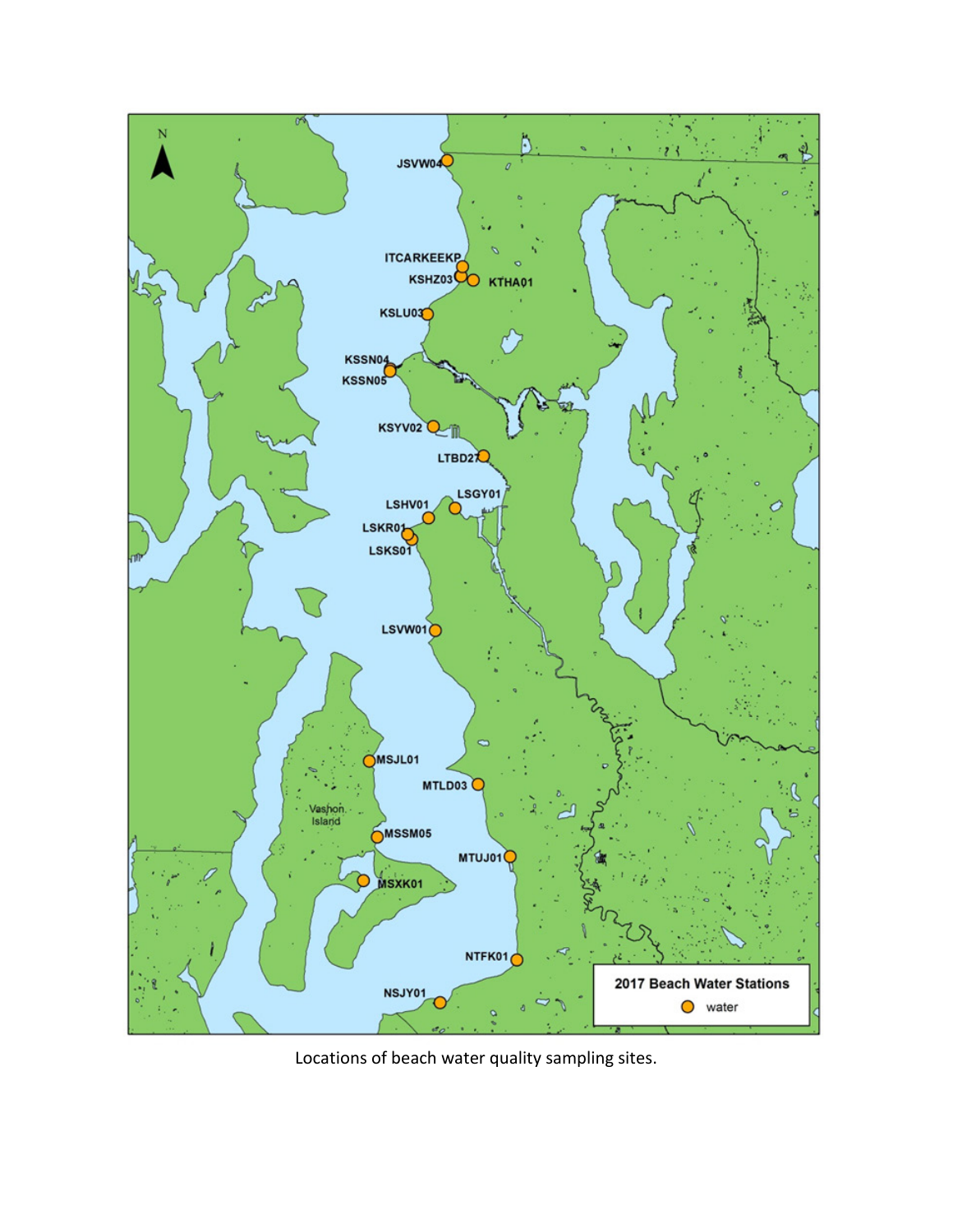Locations of beach water quality sampling sites.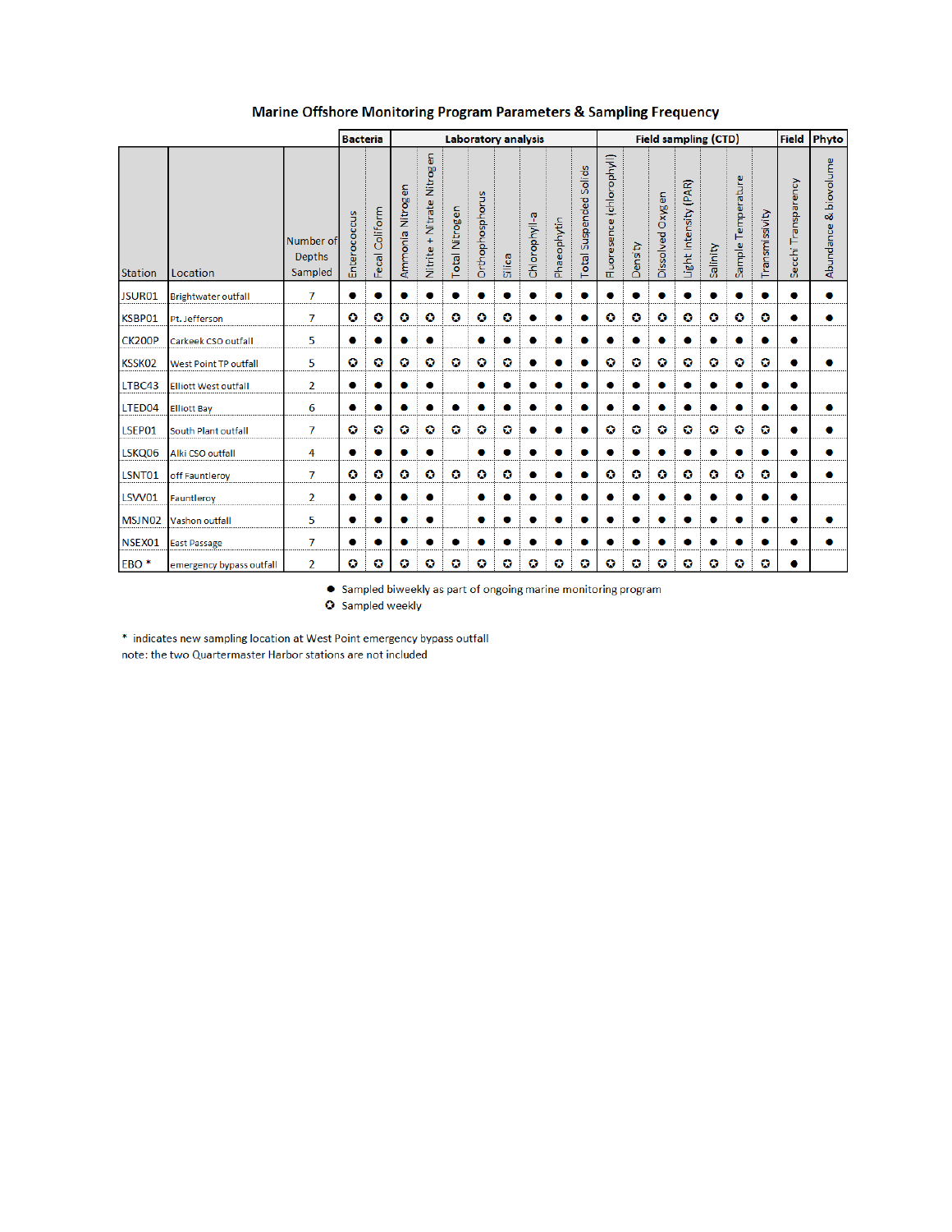## Marine Offshore Monitoring Program Parameters & Sampling Frequency

| | | | Bacteria | | Laboratory analysis | | | | | | | | | | Field sampling (CTD) | | | | | | | Field | Phyto |
|---|---|---|---|---|---|---|---|---|---|---|---|---|---|---|---|---|---|---|---|---|---|---|---|
| Station | Location | Number of Depths Sampled | Enterococcus | Fecal Coliform | Ammonia Nitrogen | Nitrite + Nitrate Nitrogen | Total Nitrogen | Orthophosphorus | Silica | Chlorophyll-a | Phaeophytin | Total Suspended Solids | Fluoresence (chlorophyll) | Density | Dissolved Oxygen | Light Intensity (PAR) | Salinity | Sample Temperature | Transmissivity | Secchi Transparency | Abundance & biovolume |
| JSUR01 | Brightwater outfall | 7 | ● | ● | ● | ● | ● | ● | ● | ● | ● | ● | ● | ● | ● | ● | ● | ● | ● | ● | ● |
| KSBP01 | Pt. Jefferson | 7 | ✪ | ✪ | ✪ | ✪ | ✪ | ✪ | ✪ | ● | ● | ● | ✪ | ✪ | ✪ | ✪ | ✪ | ✪ | ✪ | ● | ● |
| CK200P | Carkeek CSO outfall | 5 | ● | ● | ● | ● | | ● | ● | ● | ● | ● | ● | ● | ● | ● | ● | ● | ● | ● | |
| KSSK02 | West Point TP outfall | 5 | ✪ | ✪ | ✪ | ✪ | ✪ | ✪ | ✪ | ● | ● | ● | ✪ | ✪ | ✪ | ✪ | ✪ | ✪ | ✪ | ● | ● |
| LTBC43 | Elliott West outfall | 2 | ● | ● | ● | ● | | ● | ● | ● | ● | ● | ● | ● | ● | ● | ● | ● | ● | ● | |
| LTED04 | Elliott Bay | 6 | ● | ● | ● | ● | ● | ● | ● | ● | ● | ● | ● | ● | ● | ● | ● | ● | ● | ● | ● |
| LSEP01 | South Plant outfall | 7 | ✪ | ✪ | ✪ | ✪ | ✪ | ✪ | ✪ | ● | ● | ● | ✪ | ✪ | ✪ | ✪ | ✪ | ✪ | ✪ | ● | ● |
| LSKQ06 | Alki CSO outfall | 4 | ● | ● | ● | ● | | ● | ● | ● | ● | ● | ● | ● | ● | ● | ● | ● | ● | ● | ● |
| LSNT01 | off Fauntleroy | 7 | ✪ | ✪ | ✪ | ✪ | ✪ | ✪ | ✪ | ● | ● | ● | ✪ | ✪ | ✪ | ✪ | ✪ | ✪ | ✪ | ● | ● |
| LSVV01 | Fauntleroy | 2 | ● | ● | ● | ● | | ● | ● | ● | ● | ● | ● | ● | ● | ● | ● | ● | ● | ● | |
| MSJN02 | Vashon outfall | 5 | ● | ● | ● | ● | | ● | ● | ● | ● | ● | ● | ● | ● | ● | ● | ● | ● | ● | ● |
| NSEX01 | East Passage | 7 | ● | ● | ● | ● | ● | ● | ● | ● | ● | ● | ● | ● | ● | ● | ● | ● | ● | ● | ● |
| EBO * | emergency bypass outfall | 2 | ✪ | ✪ | ✪ | ✪ | ✪ | ✪ | ✪ | ✪ | ✪ | ✪ | ✪ | ✪ | ✪ | ✪ | ✪ | ✪ | ✪ | ● | |

● Sampled biweekly as part of ongoing marine monitoring program

✪ Sampled weekly

* indicates new sampling location at West Point emergency bypass outfall

note: the two Quartermaster Harbor stations are not included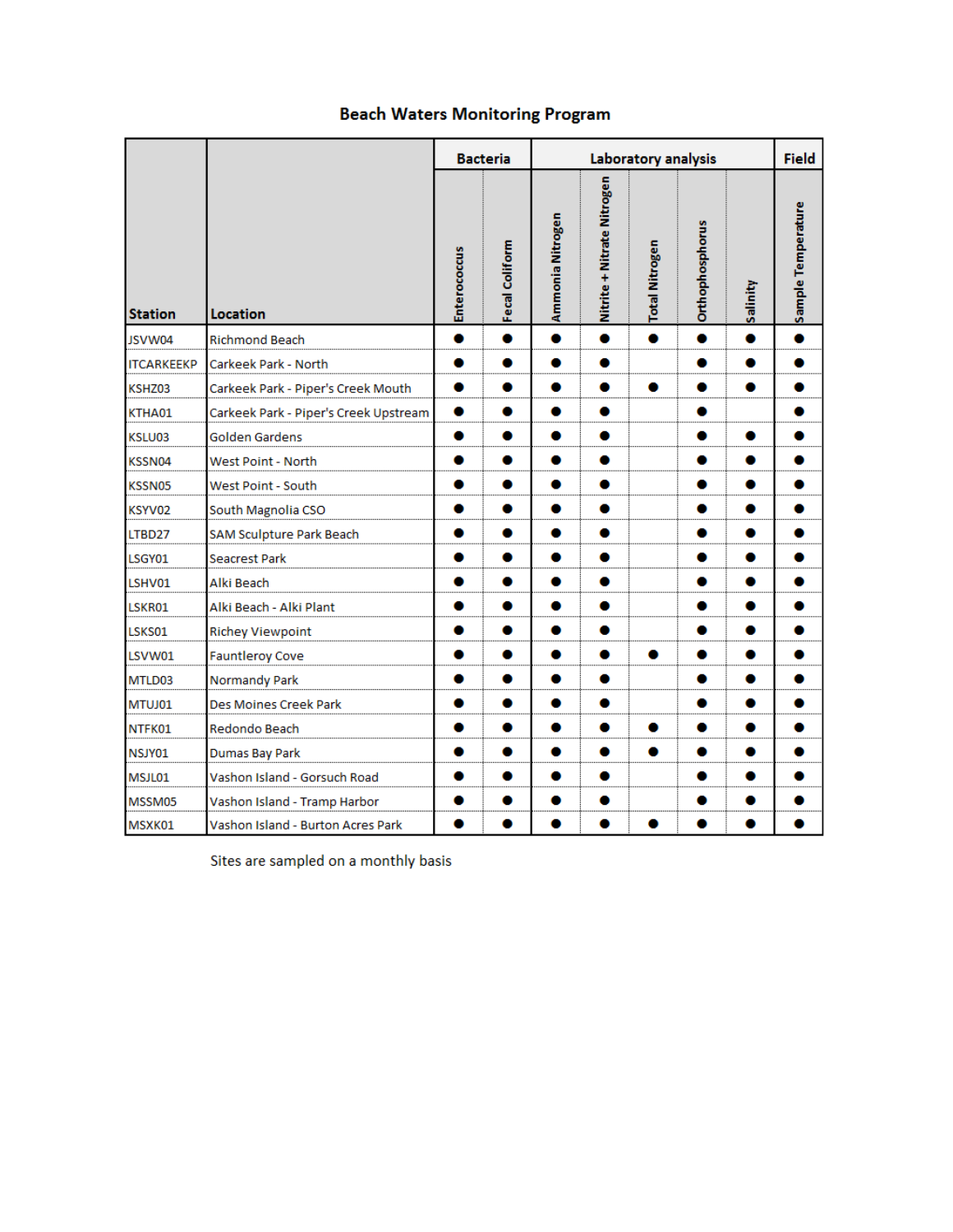# Beach Waters Monitoring Program

| Station | Location | Bacteria | | Laboratory analysis | | | | | Field |
|---|---|---|---|---|---|---|---|---|---|
| | | Enterococcus | Fecal Coliform | Ammonia Nitrogen | Nitrite + Nitrate Nitrogen | Total Nitrogen | Orthophosphorus | Salinity | Sample Temperature |
| JSVW04 | Richmond Beach | ● | ● | ● | ● | ● | ● | ● | ● |
| ITCARKEEKP | Carkeek Park - North | ● | ● | ● | ● | | ● | ● | ● |
| KSHZ03 | Carkeek Park - Piper's Creek Mouth | ● | ● | ● | ● | ● | ● | ● | ● |
| KTHA01 | Carkeek Park - Piper's Creek Upstream | ● | ● | ● | ● | | ● | | ● |
| KSLU03 | Golden Gardens | ● | ● | ● | ● | | ● | ● | ● |
| KSSN04 | West Point - North | ● | ● | ● | ● | | ● | ● | ● |
| KSSN05 | West Point - South | ● | ● | ● | ● | | ● | ● | ● |
| KSYV02 | South Magnolia CSO | ● | ● | ● | ● | | ● | ● | ● |
| LTBD27 | SAM Sculpture Park Beach | ● | ● | ● | ● | | ● | ● | ● |
| LSGY01 | Seacrest Park | ● | ● | ● | ● | | ● | ● | ● |
| LSHV01 | Alki Beach | ● | ● | ● | ● | | ● | ● | ● |
| LSKR01 | Alki Beach - Alki Plant | ● | ● | ● | ● | | ● | ● | ● |
| LSKS01 | Richey Viewpoint | ● | ● | ● | ● | | ● | ● | ● |
| LSVW01 | Fauntleroy Cove | ● | ● | ● | ● | ● | ● | ● | ● |
| MTLD03 | Normandy Park | ● | ● | ● | ● | | ● | ● | ● |
| MTUJ01 | Des Moines Creek Park | ● | ● | ● | ● | | ● | ● | ● |
| NTFK01 | Redondo Beach | ● | ● | ● | ● | ● | ● | ● | ● |
| NSJY01 | Dumas Bay Park | ● | ● | ● | ● | ● | ● | ● | ● |
| MSJL01 | Vashon Island - Gorsuch Road | ● | ● | ● | ● | | ● | ● | ● |
| MSSM05 | Vashon Island - Tramp Harbor | ● | ● | ● | ● | | ● | ● | ● |
| MSXK01 | Vashon Island - Burton Acres Park | ● | ● | ● | ● | ● | ● | ● | ● |

Sites are sampled on a monthly basis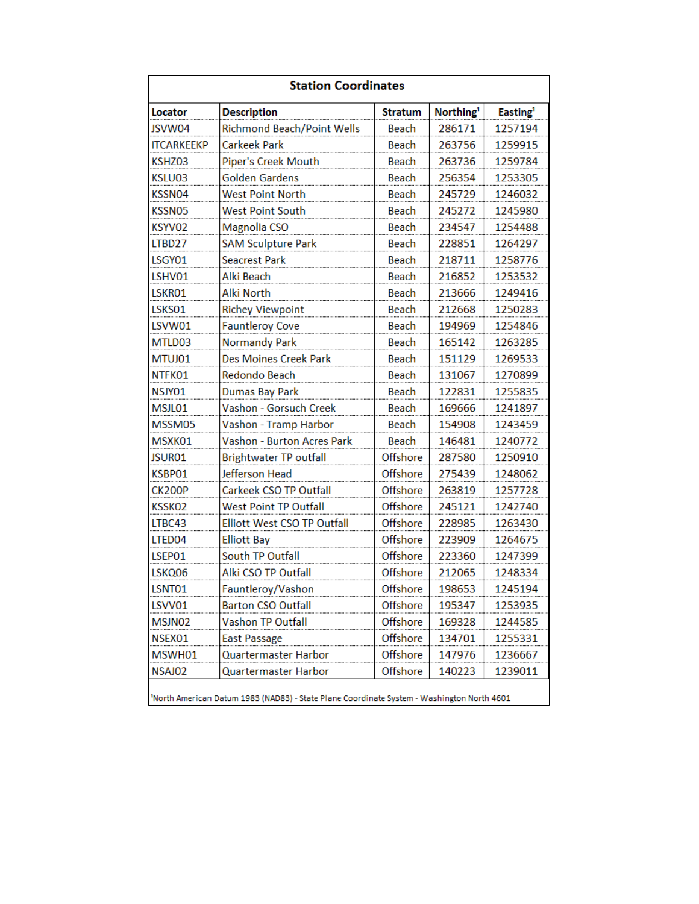## Station Coordinates

| Locator | Description | Stratum | Northing[1] | Easting[1] |
|---|---|---|---|---|
| JSVW04 | Richmond Beach/Point Wells | Beach | 286171 | 1257194 |
| ITCARKEEKP | Carkeek Park | Beach | 263756 | 1259915 |
| KSHZ03 | Piper's Creek Mouth | Beach | 263736 | 1259784 |
| KSLU03 | Golden Gardens | Beach | 256354 | 1253305 |
| KSSN04 | West Point North | Beach | 245729 | 1246032 |
| KSSN05 | West Point South | Beach | 245272 | 1245980 |
| KSYV02 | Magnolia CSO | Beach | 234547 | 1254488 |
| LTBD27 | SAM Sculpture Park | Beach | 228851 | 1264297 |
| LSGY01 | Seacrest Park | Beach | 218711 | 1258776 |
| LSHV01 | Alki Beach | Beach | 216852 | 1253532 |
| LSKR01 | Alki North | Beach | 213666 | 1249416 |
| LSKS01 | Richey Viewpoint | Beach | 212668 | 1250283 |
| LSVW01 | Fauntleroy Cove | Beach | 194969 | 1254846 |
| MTLD03 | Normandy Park | Beach | 165142 | 1263285 |
| MTUJ01 | Des Moines Creek Park | Beach | 151129 | 1269533 |
| NTFK01 | Redondo Beach | Beach | 131067 | 1270899 |
| NSJY01 | Dumas Bay Park | Beach | 122831 | 1255835 |
| MSJL01 | Vashon - Gorsuch Creek | Beach | 169666 | 1241897 |
| MSSM05 | Vashon - Tramp Harbor | Beach | 154908 | 1243459 |
| MSXK01 | Vashon - Burton Acres Park | Beach | 146481 | 1240772 |
| JSUR01 | Brightwater TP outfall | Offshore | 287580 | 1250910 |
| KSBP01 | Jefferson Head | Offshore | 275439 | 1248062 |
| CK200P | Carkeek CSO TP Outfall | Offshore | 263819 | 1257728 |
| KSSK02 | West Point TP Outfall | Offshore | 245121 | 1242740 |
| LTBC43 | Elliott West CSO TP Outfall | Offshore | 228985 | 1263430 |
| LTED04 | Elliott Bay | Offshore | 223909 | 1264675 |
| LSEP01 | South TP Outfall | Offshore | 223360 | 1247399 |
| LSKQ06 | Alki CSO TP Outfall | Offshore | 212065 | 1248334 |
| LSNT01 | Fauntleroy/Vashon | Offshore | 198653 | 1245194 |
| LSVV01 | Barton CSO Outfall | Offshore | 195347 | 1253935 |
| MSJN02 | Vashon TP Outfall | Offshore | 169328 | 1244585 |
| NSEX01 | East Passage | Offshore | 134701 | 1255331 |
| MSWH01 | Quartermaster Harbor | Offshore | 147976 | 1236667 |
| NSAJ02 | Quartermaster Harbor | Offshore | 140223 | 1239011 |

[1]North American Datum 1983 (NAD83) - State Plane Coordinate System - Washington North 4601